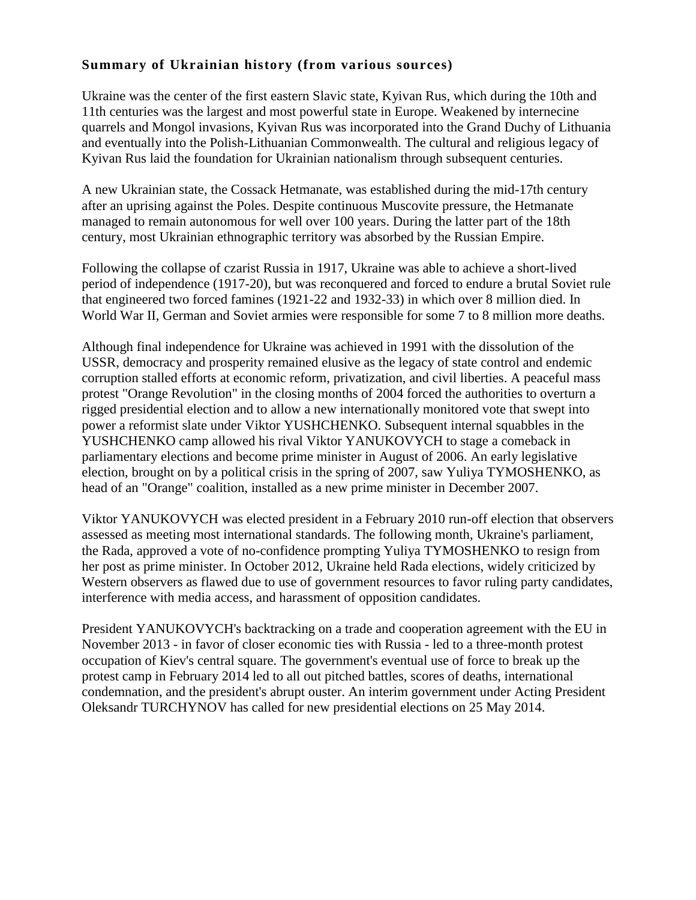**Summary of Ukrainian history (from various sources)**

Ukraine was the center of the first eastern Slavic state, Kyivan Rus, which during the 10th and 11th centuries was the largest and most powerful state in Europe. Weakened by internecine quarrels and Mongol invasions, Kyivan Rus was incorporated into the Grand Duchy of Lithuania and eventually into the Polish-Lithuanian Commonwealth. The cultural and religious legacy of Kyivan Rus laid the foundation for Ukrainian nationalism through subsequent centuries.

A new Ukrainian state, the Cossack Hetmanate, was established during the mid-17th century after an uprising against the Poles. Despite continuous Muscovite pressure, the Hetmanate managed to remain autonomous for well over 100 years. During the latter part of the 18th century, most Ukrainian ethnographic territory was absorbed by the Russian Empire.

Following the collapse of czarist Russia in 1917, Ukraine was able to achieve a short-lived period of independence (1917-20), but was reconquered and forced to endure a brutal Soviet rule that engineered two forced famines (1921-22 and 1932-33) in which over 8 million died. In World War II, German and Soviet armies were responsible for some 7 to 8 million more deaths.

Although final independence for Ukraine was achieved in 1991 with the dissolution of the USSR, democracy and prosperity remained elusive as the legacy of state control and endemic corruption stalled efforts at economic reform, privatization, and civil liberties. A peaceful mass protest "Orange Revolution" in the closing months of 2004 forced the authorities to overturn a rigged presidential election and to allow a new internationally monitored vote that swept into power a reformist slate under Viktor YUSHCHENKO. Subsequent internal squabbles in the YUSHCHENKO camp allowed his rival Viktor YANUKOVYCH to stage a comeback in parliamentary elections and become prime minister in August of 2006. An early legislative election, brought on by a political crisis in the spring of 2007, saw Yuliya TYMOSHENKO, as head of an "Orange" coalition, installed as a new prime minister in December 2007.

Viktor YANUKOVYCH was elected president in a February 2010 run-off election that observers assessed as meeting most international standards. The following month, Ukraine's parliament, the Rada, approved a vote of no-confidence prompting Yuliya TYMOSHENKO to resign from her post as prime minister. In October 2012, Ukraine held Rada elections, widely criticized by Western observers as flawed due to use of government resources to favor ruling party candidates, interference with media access, and harassment of opposition candidates.

President YANUKOVYCH's backtracking on a trade and cooperation agreement with the EU in November 2013 - in favor of closer economic ties with Russia - led to a three-month protest occupation of Kiev's central square. The government's eventual use of force to break up the protest camp in February 2014 led to all out pitched battles, scores of deaths, international condemnation, and the president's abrupt ouster. An interim government under Acting President Oleksandr TURCHYNOV has called for new presidential elections on 25 May 2014.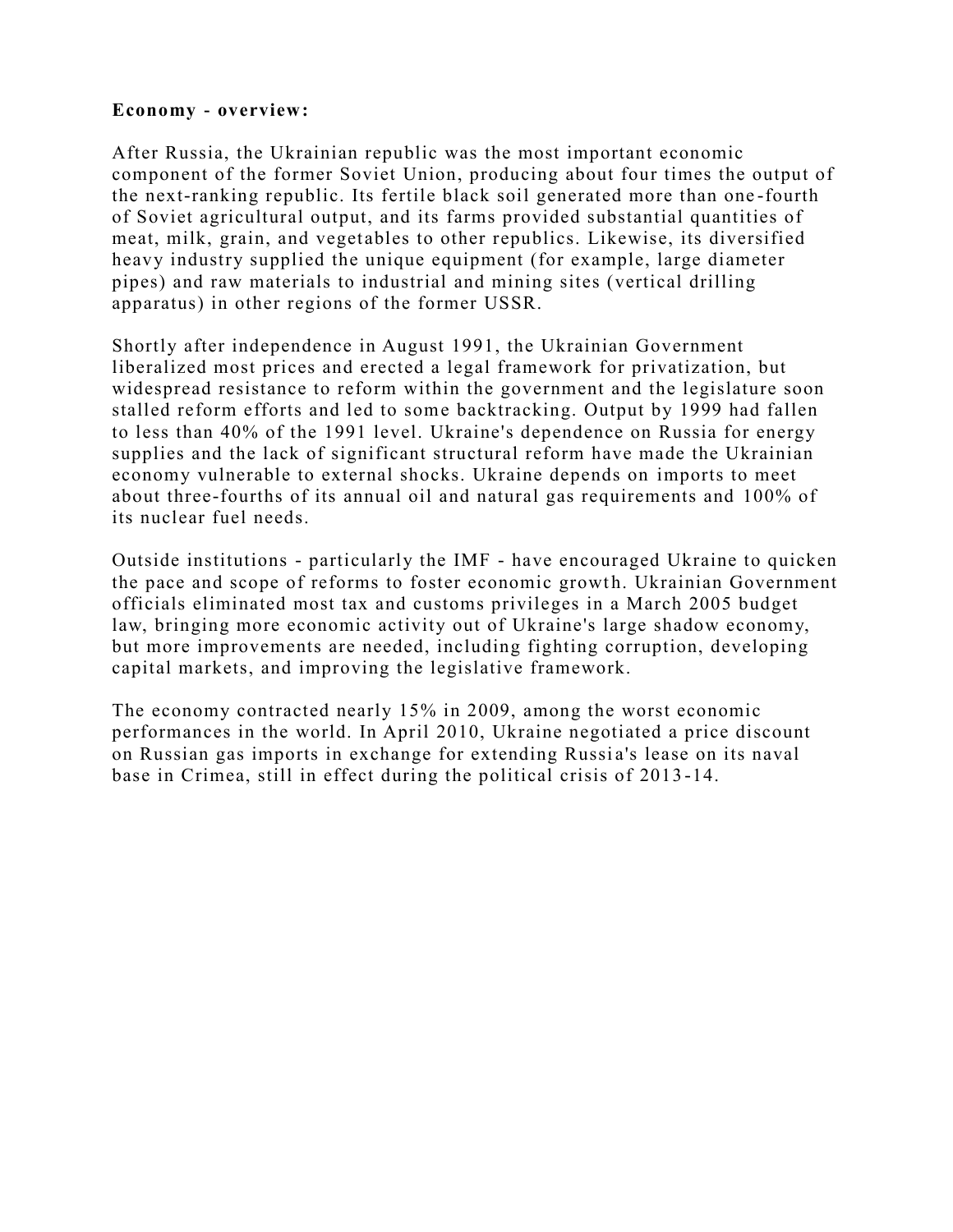**Economy - overview:**

After Russia, the Ukrainian republic was the most important economic component of the former Soviet Union, producing about four times the output of the next-ranking republic. Its fertile black soil generated more than one-fourth of Soviet agricultural output, and its farms provided substantial quantities of meat, milk, grain, and vegetables to other republics. Likewise, its diversified heavy industry supplied the unique equipment (for example, large diameter pipes) and raw materials to industrial and mining sites (vertical drilling apparatus) in other regions of the former USSR.

Shortly after independence in August 1991, the Ukrainian Government liberalized most prices and erected a legal framework for privatization, but widespread resistance to reform within the government and the legislature soon stalled reform efforts and led to some backtracking. Output by 1999 had fallen to less than 40% of the 1991 level. Ukraine's dependence on Russia for energy supplies and the lack of significant structural reform have made the Ukrainian economy vulnerable to external shocks. Ukraine depends on imports to meet about three-fourths of its annual oil and natural gas requirements and 100% of its nuclear fuel needs.

Outside institutions - particularly the IMF - have encouraged Ukraine to quicken the pace and scope of reforms to foster economic growth. Ukrainian Government officials eliminated most tax and customs privileges in a March 2005 budget law, bringing more economic activity out of Ukraine's large shadow economy, but more improvements are needed, including fighting corruption, developing capital markets, and improving the legislative framework.

The economy contracted nearly 15% in 2009, among the worst economic performances in the world. In April 2010, Ukraine negotiated a price discount on Russian gas imports in exchange for extending Russia's lease on its naval base in Crimea, still in effect during the political crisis of 2013-14.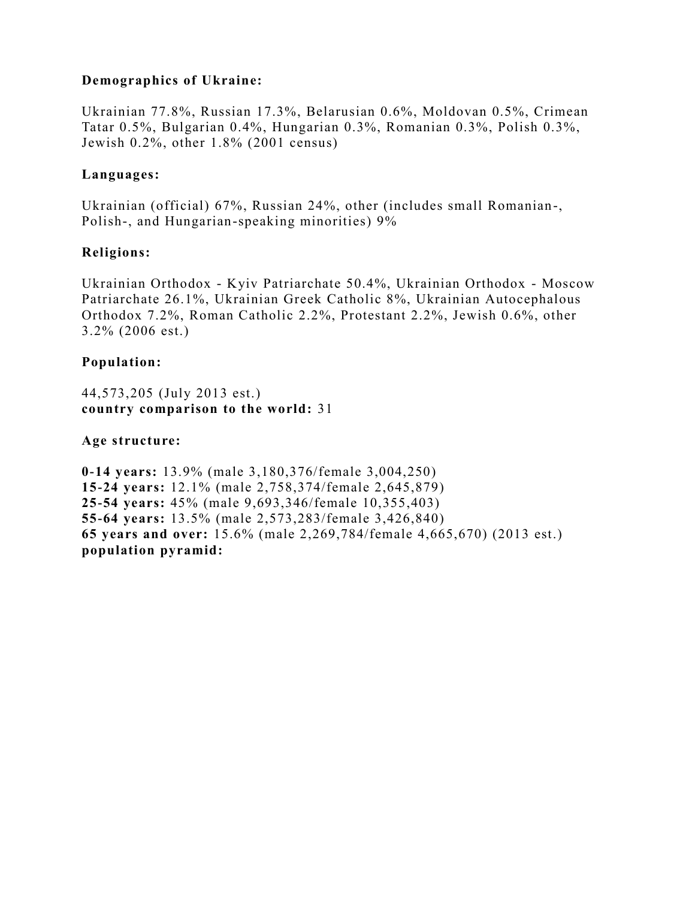**Demographics of Ukraine:**

Ukrainian 77.8%, Russian 17.3%, Belarusian 0.6%, Moldovan 0.5%, Crimean Tatar 0.5%, Bulgarian 0.4%, Hungarian 0.3%, Romanian 0.3%, Polish 0.3%, Jewish 0.2%, other 1.8% (2001 census)

**Languages:**

Ukrainian (official) 67%, Russian 24%, other (includes small Romanian-, Polish-, and Hungarian-speaking minorities) 9%

**Religions:**

Ukrainian Orthodox - Kyiv Patriarchate 50.4%, Ukrainian Orthodox - Moscow Patriarchate 26.1%, Ukrainian Greek Catholic 8%, Ukrainian Autocephalous Orthodox 7.2%, Roman Catholic 2.2%, Protestant 2.2%, Jewish 0.6%, other 3.2% (2006 est.)

**Population:**

44,573,205 (July 2013 est.)
**country comparison to the world:** 31

**Age structure:**

**0-14 years:** 13.9% (male 3,180,376/female 3,004,250)
**15-24 years:** 12.1% (male 2,758,374/female 2,645,879)
**25-54 years:** 45% (male 9,693,346/female 10,355,403)
**55-64 years:** 13.5% (male 2,573,283/female 3,426,840)
**65 years and over:** 15.6% (male 2,269,784/female 4,665,670) (2013 est.)
**population pyramid:**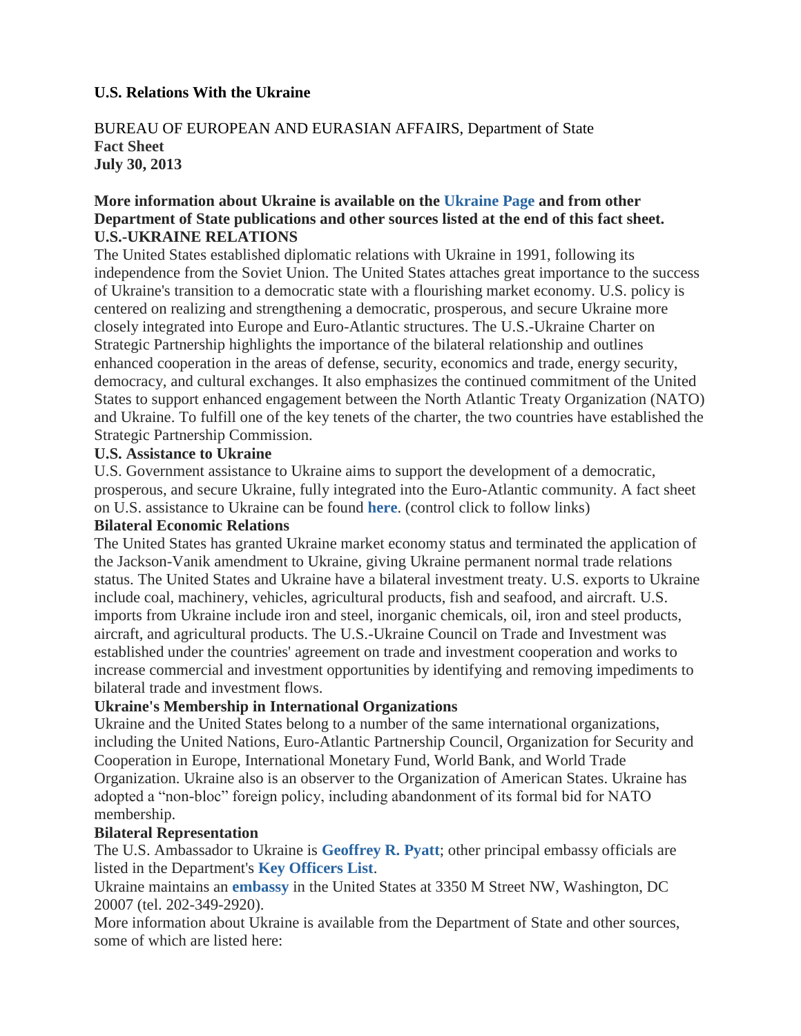**U.S. Relations With the Ukraine**

BUREAU OF EUROPEAN AND EURASIAN AFFAIRS, Department of State
**Fact Sheet**
**July 30, 2013**

**More information about Ukraine is available on the Ukraine Page and from other Department of State publications and other sources listed at the end of this fact sheet.**

**U.S.-UKRAINE RELATIONS**

The United States established diplomatic relations with Ukraine in 1991, following its independence from the Soviet Union. The United States attaches great importance to the success of Ukraine's transition to a democratic state with a flourishing market economy. U.S. policy is centered on realizing and strengthening a democratic, prosperous, and secure Ukraine more closely integrated into Europe and Euro-Atlantic structures. The U.S.-Ukraine Charter on Strategic Partnership highlights the importance of the bilateral relationship and outlines enhanced cooperation in the areas of defense, security, economics and trade, energy security, democracy, and cultural exchanges. It also emphasizes the continued commitment of the United States to support enhanced engagement between the North Atlantic Treaty Organization (NATO) and Ukraine. To fulfill one of the key tenets of the charter, the two countries have established the Strategic Partnership Commission.

**U.S. Assistance to Ukraine**

U.S. Government assistance to Ukraine aims to support the development of a democratic, prosperous, and secure Ukraine, fully integrated into the Euro-Atlantic community. A fact sheet on U.S. assistance to Ukraine can be found **here**. (control click to follow links)

**Bilateral Economic Relations**

The United States has granted Ukraine market economy status and terminated the application of the Jackson-Vanik amendment to Ukraine, giving Ukraine permanent normal trade relations status. The United States and Ukraine have a bilateral investment treaty. U.S. exports to Ukraine include coal, machinery, vehicles, agricultural products, fish and seafood, and aircraft. U.S. imports from Ukraine include iron and steel, inorganic chemicals, oil, iron and steel products, aircraft, and agricultural products. The U.S.-Ukraine Council on Trade and Investment was established under the countries' agreement on trade and investment cooperation and works to increase commercial and investment opportunities by identifying and removing impediments to bilateral trade and investment flows.

**Ukraine's Membership in International Organizations**

Ukraine and the United States belong to a number of the same international organizations, including the United Nations, Euro-Atlantic Partnership Council, Organization for Security and Cooperation in Europe, International Monetary Fund, World Bank, and World Trade Organization. Ukraine also is an observer to the Organization of American States. Ukraine has adopted a "non-bloc" foreign policy, including abandonment of its formal bid for NATO membership.

**Bilateral Representation**

The U.S. Ambassador to Ukraine is **Geoffrey R. Pyatt**; other principal embassy officials are listed in the Department's **Key Officers List**.

Ukraine maintains an **embassy** in the United States at 3350 M Street NW, Washington, DC 20007 (tel. 202-349-2920).

More information about Ukraine is available from the Department of State and other sources, some of which are listed here: